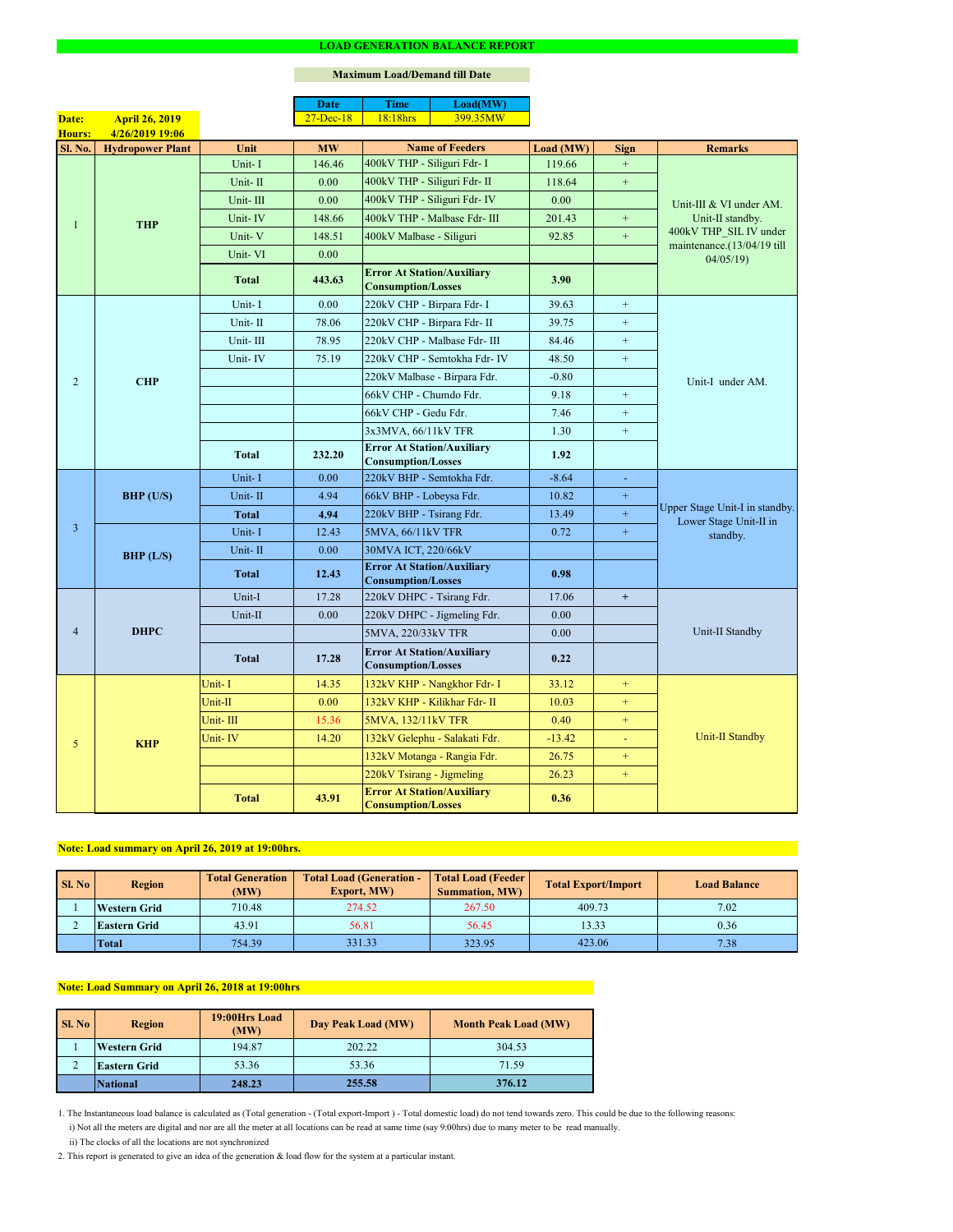# LOAD GENERATION BALANCE REPORT

**Maximum Load/Demand till Date**

| Date | Time | Load(MW) |
|---|---|---|
| 27-Dec-18 | 18:18hrs | 399.35MW |

**Date:** April 26, 2019
**Hours:** 4/26/2019 19:06

| Sl. No. | Hydropower Plant | Unit | MW | Name of Feeders | Load (MW) | Sign | Remarks |
|---|---|---|---|---|---|---|---|
| 1 | THP | Unit- I | 146.46 | 400kV THP - Siliguri Fdr- I | 119.66 | + | Unit-III & VI under AM. Unit-II standby. 400kV THP_SIL IV under maintenance.(13/04/19 till 04/05/19) |
| | | Unit- II | 0.00 | 400kV THP - Siliguri Fdr- II | 118.64 | + | |
| | | Unit- III | 0.00 | 400kV THP - Siliguri Fdr- IV | 0.00 | | |
| | | Unit- IV | 148.66 | 400kV THP - Malbase Fdr- III | 201.43 | + | |
| | | Unit- V | 148.51 | 400kV Malbase - Siliguri | 92.85 | + | |
| | | Unit- VI | 0.00 | | | | |
| | | **Total** | **443.63** | **Error At Station/Auxiliary Consumption/Losses** | **3.90** | | |
| 2 | CHP | Unit- I | 0.00 | 220kV CHP - Birpara Fdr- I | 39.63 | + | Unit-I under AM. |
| | | Unit- II | 78.06 | 220kV CHP - Birpara Fdr- II | 39.75 | + | |
| | | Unit- III | 78.95 | 220kV CHP - Malbase Fdr- III | 84.46 | + | |
| | | Unit- IV | 75.19 | 220kV CHP - Semtokha Fdr- IV | 48.50 | + | |
| | | | | 220kV Malbase - Birpara Fdr. | -0.80 | | |
| | | | | 66kV CHP - Chumdo Fdr. | 9.18 | + | |
| | | | | 66kV CHP - Gedu Fdr. | 7.46 | + | |
| | | | | 3x3MVA, 66/11kV TFR | 1.30 | + | |
| | | **Total** | **232.20** | **Error At Station/Auxiliary Consumption/Losses** | **1.92** | | |
| 3 | BHP (U/S) | Unit- I | 0.00 | 220kV BHP - Semtokha Fdr. | -8.64 | - | Upper Stage Unit-I in standby. Lower Stage Unit-II in standby. |
| | | Unit- II | 4.94 | 66kV BHP - Lobeysa Fdr. | 10.82 | + | |
| | | **Total** | **4.94** | 220kV BHP - Tsirang Fdr. | 13.49 | + | |
| | BHP (L/S) | Unit- I | 12.43 | 5MVA, 66/11kV TFR | 0.72 | + | |
| | | Unit- II | 0.00 | 30MVA ICT, 220/66kV | | | |
| | | **Total** | **12.43** | **Error At Station/Auxiliary Consumption/Losses** | **0.98** | | |
| 4 | DHPC | Unit-I | 17.28 | 220kV DHPC - Tsirang Fdr. | 17.06 | + | Unit-II Standby |
| | | Unit-II | 0.00 | 220kV DHPC - Jigmeling Fdr. | 0.00 | | |
| | | | | 5MVA, 220/33kV TFR | 0.00 | | |
| | | **Total** | **17.28** | **Error At Station/Auxiliary Consumption/Losses** | **0.22** | | |
| 5 | KHP | Unit- I | 14.35 | 132kV KHP - Nangkhor Fdr- I | 33.12 | + | Unit-II Standby |
| | | Unit-II | 0.00 | 132kV KHP - Kilikhar Fdr- II | 10.03 | + | |
| | | Unit- III | 15.36 | 5MVA, 132/11kV TFR | 0.40 | + | |
| | | Unit- IV | 14.20 | 132kV Gelephu - Salakati Fdr. | -13.42 | - | |
| | | | | 132kV Motanga - Rangia Fdr. | 26.75 | + | |
| | | | | 220kV Tsirang - Jigmeling | 26.23 | + | |
| | | **Total** | **43.91** | **Error At Station/Auxiliary Consumption/Losses** | **0.36** | | |

**Note: Load summary on April 26, 2019 at 19:00hrs.**

| Sl. No | Region | Total Generation (MW) | Total Load (Generation - Export, MW) | Total Load (Feeder Summation, MW) | Total Export/Import | Load Balance |
|---|---|---|---|---|---|---|
| 1 | Western Grid | 710.48 | 274.52 | 267.50 | 409.73 | 7.02 |
| 2 | Eastern Grid | 43.91 | 56.81 | 56.45 | 13.33 | 0.36 |
| | **Total** | 754.39 | 331.33 | 323.95 | 423.06 | 7.38 |

**Note: Load Summary on April 26, 2018 at 19:00hrs**

| Sl. No | Region | 19:00Hrs Load (MW) | Day Peak Load (MW) | Month Peak Load (MW) |
|---|---|---|---|---|
| 1 | Western Grid | 194.87 | 202.22 | 304.53 |
| 2 | Eastern Grid | 53.36 | 53.36 | 71.59 |
| | **National** | **248.23** | **255.58** | **376.12** |

1. The Instantaneous load balance is calculated as (Total generation - (Total export-Import ) - Total domestic load) do not tend towards zero. This could be due to the following reasons:
   i) Not all the meters are digital and nor are all the meter at all locations can be read at same time (say 9:00hrs) due to many meter to be read manually.
   ii) The clocks of all the locations are not synchronized
2. This report is generated to give an idea of the generation & load flow for the system at a particular instant.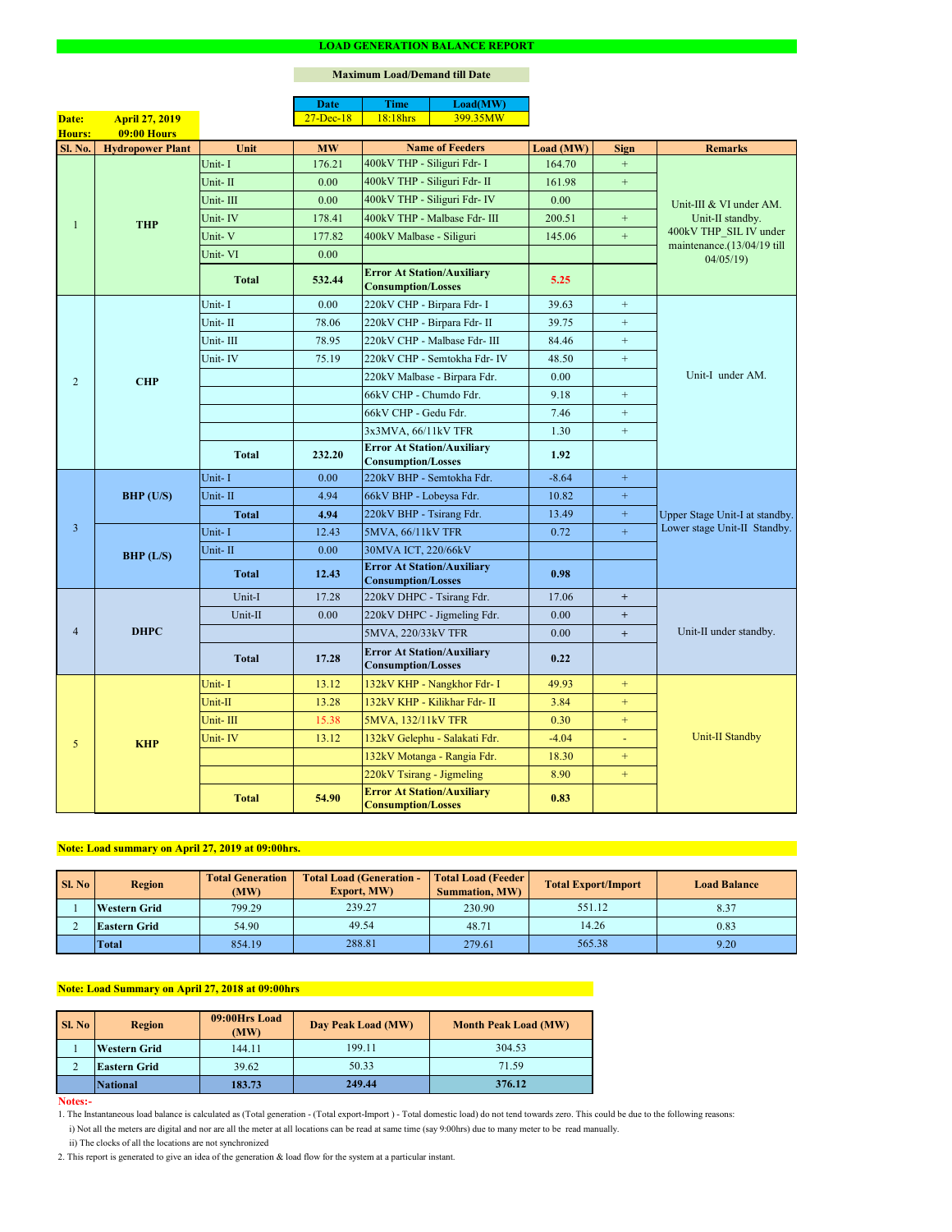# LOAD GENERATION BALANCE REPORT

**Maximum Load/Demand till Date**

| Date | Time | Load(MW) |
|---|---|---|
| 27-Dec-18 | 18:18hrs | 399.35MW |

**Date:** April 27, 2019
**Hours:** 09:00 Hours

| Sl. No. | Hydropower Plant | Unit | MW | Name of Feeders | Load (MW) | Sign | Remarks |
|---|---|---|---|---|---|---|---|
| 1 | THP | Unit- I | 176.21 | 400kV THP - Siliguri Fdr- I | 164.70 | + | Unit-III & VI under AM. Unit-II standby. 400kV THP_SIL IV under maintenance.(13/04/19 till 04/05/19) |
| | | Unit- II | 0.00 | 400kV THP - Siliguri Fdr- II | 161.98 | + | |
| | | Unit- III | 0.00 | 400kV THP - Siliguri Fdr- IV | 0.00 | | |
| | | Unit- IV | 178.41 | 400kV THP - Malbase Fdr- III | 200.51 | + | |
| | | Unit- V | 177.82 | 400kV Malbase - Siliguri | 145.06 | + | |
| | | Unit- VI | 0.00 | | | | |
| | | Total | 532.44 | Error At Station/Auxiliary Consumption/Losses | 5.25 | | |
| 2 | CHP | Unit- I | 0.00 | 220kV CHP - Birpara Fdr- I | 39.63 | + | Unit-I under AM. |
| | | Unit- II | 78.06 | 220kV CHP - Birpara Fdr- II | 39.75 | + | |
| | | Unit- III | 78.95 | 220kV CHP - Malbase Fdr- III | 84.46 | + | |
| | | Unit- IV | 75.19 | 220kV CHP - Semtokha Fdr- IV | 48.50 | + | |
| | | | | 220kV Malbase - Birpara Fdr. | 0.00 | | |
| | | | | 66kV CHP - Chumdo Fdr. | 9.18 | + | |
| | | | | 66kV CHP - Gedu Fdr. | 7.46 | + | |
| | | | | 3x3MVA, 66/11kV TFR | 1.30 | + | |
| | | Total | 232.20 | Error At Station/Auxiliary Consumption/Losses | 1.92 | | |
| 3 | BHP (U/S) | Unit- I | 0.00 | 220kV BHP - Semtokha Fdr. | -8.64 | + | Upper Stage Unit-I at standby. Lower stage Unit-II Standby. |
| | | Unit- II | 4.94 | 66kV BHP - Lobeysa Fdr. | 10.82 | + | |
| | | Total | 4.94 | 220kV BHP - Tsirang Fdr. | 13.49 | + | |
| | BHP (L/S) | Unit- I | 12.43 | 5MVA, 66/11kV TFR | 0.72 | + | |
| | | Unit- II | 0.00 | 30MVA ICT, 220/66kV | | | |
| | | Total | 12.43 | Error At Station/Auxiliary Consumption/Losses | 0.98 | | |
| 4 | DHPC | Unit-I | 17.28 | 220kV DHPC - Tsirang Fdr. | 17.06 | + | Unit-II under standby. |
| | | Unit-II | 0.00 | 220kV DHPC - Jigmeling Fdr. | 0.00 | + | |
| | | | | 5MVA, 220/33kV TFR | 0.00 | + | |
| | | Total | 17.28 | Error At Station/Auxiliary Consumption/Losses | 0.22 | | |
| 5 | KHP | Unit- I | 13.12 | 132kV KHP - Nangkhor Fdr- I | 49.93 | + | Unit-II Standby |
| | | Unit-II | 13.28 | 132kV KHP - Kilikhar Fdr- II | 3.84 | + | |
| | | Unit- III | 15.38 | 5MVA, 132/11kV TFR | 0.30 | + | |
| | | Unit- IV | 13.12 | 132kV Gelephu - Salakati Fdr. | -4.04 | - | |
| | | | | 132kV Motanga - Rangia Fdr. | 18.30 | + | |
| | | | | 220kV Tsirang - Jigmeling | 8.90 | + | |
| | | Total | 54.90 | Error At Station/Auxiliary Consumption/Losses | 0.83 | | |

**Note: Load summary on April 27, 2019 at 09:00hrs.**

| Sl. No | Region | Total Generation (MW) | Total Load (Generation - Export, MW) | Total Load (Feeder Summation, MW) | Total Export/Import | Load Balance |
|---|---|---|---|---|---|---|
| 1 | Western Grid | 799.29 | 239.27 | 230.90 | 551.12 | 8.37 |
| 2 | Eastern Grid | 54.90 | 49.54 | 48.71 | 14.26 | 0.83 |
| | Total | 854.19 | 288.81 | 279.61 | 565.38 | 9.20 |

**Note: Load Summary on April 27, 2018 at 09:00hrs**

| Sl. No | Region | 09:00Hrs Load (MW) | Day Peak Load (MW) | Month Peak Load (MW) |
|---|---|---|---|---|
| 1 | Western Grid | 144.11 | 199.11 | 304.53 |
| 2 | Eastern Grid | 39.62 | 50.33 | 71.59 |
| | National | 183.73 | 249.44 | 376.12 |

**Notes:-**

1. The Instantaneous load balance is calculated as (Total generation - (Total export-Import ) - Total domestic load) do not tend towards zero. This could be due to the following reasons:
   i) Not all the meters are digital and nor are all the meter at all locations can be read at same time (say 9:00hrs) due to many meter to be read manually.
   ii) The clocks of all the locations are not synchronized
2. This report is generated to give an idea of the generation & load flow for the system at a particular instant.